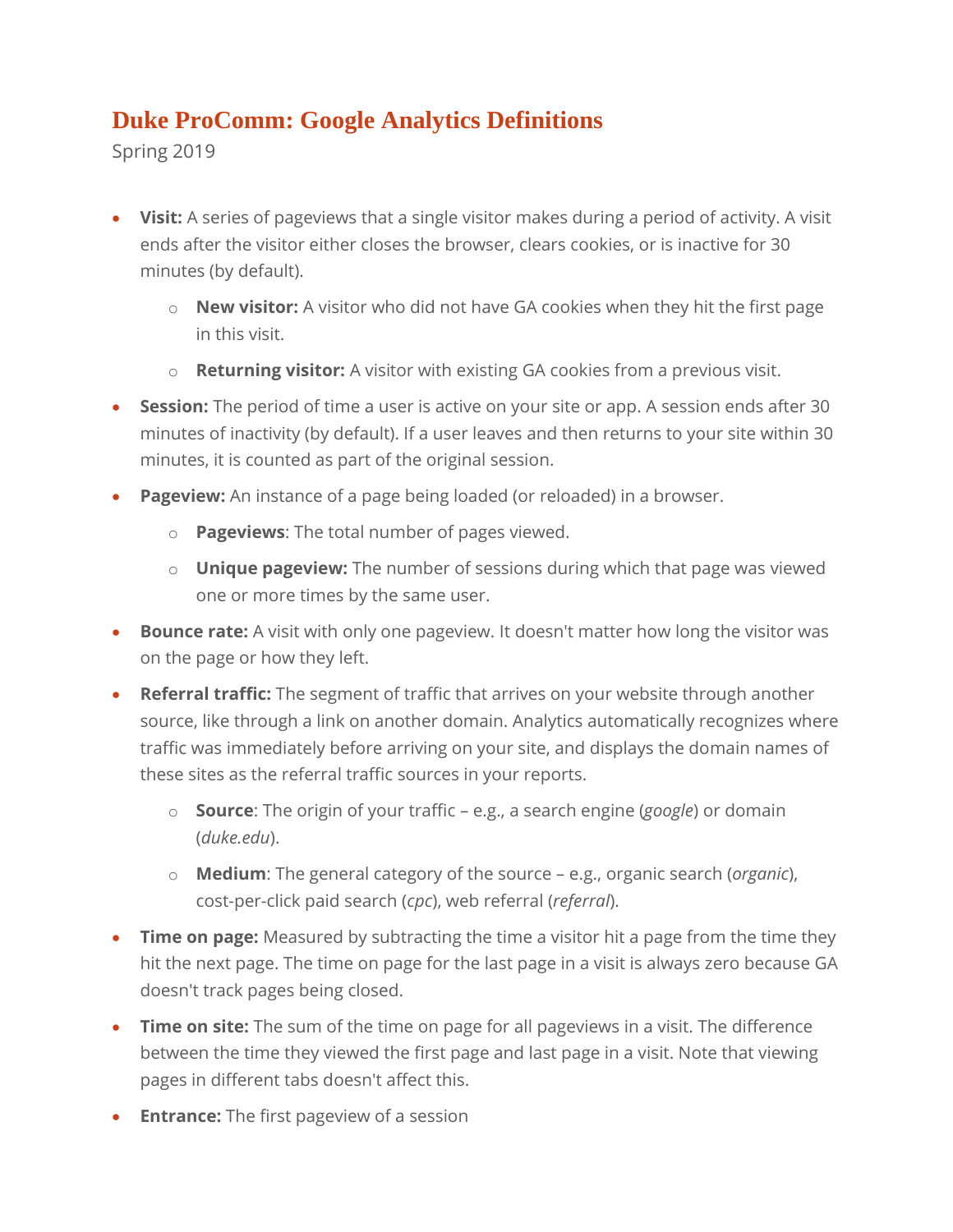# Duke ProComm: Google Analytics Definitions

Spring 2019

- **Visit:** A series of pageviews that a single visitor makes during a period of activity. A visit ends after the visitor either closes the browser, clears cookies, or is inactive for 30 minutes (by default).
    - **New visitor:** A visitor who did not have GA cookies when they hit the first page in this visit.
    - **Returning visitor:** A visitor with existing GA cookies from a previous visit.
- **Session:** The period of time a user is active on your site or app. A session ends after 30 minutes of inactivity (by default). If a user leaves and then returns to your site within 30 minutes, it is counted as part of the original session.
- **Pageview:** An instance of a page being loaded (or reloaded) in a browser.
    - **Pageviews**: The total number of pages viewed.
    - **Unique pageview:** The number of sessions during which that page was viewed one or more times by the same user.
- **Bounce rate:** A visit with only one pageview. It doesn't matter how long the visitor was on the page or how they left.
- **Referral traffic:** The segment of traffic that arrives on your website through another source, like through a link on another domain. Analytics automatically recognizes where traffic was immediately before arriving on your site, and displays the domain names of these sites as the referral traffic sources in your reports.
    - **Source**: The origin of your traffic – e.g., a search engine (*google*) or domain (*duke.edu*).
    - **Medium**: The general category of the source – e.g., organic search (*organic*), cost-per-click paid search (*cpc*), web referral (*referral*).
- **Time on page:** Measured by subtracting the time a visitor hit a page from the time they hit the next page. The time on page for the last page in a visit is always zero because GA doesn't track pages being closed.
- **Time on site:** The sum of the time on page for all pageviews in a visit. The difference between the time they viewed the first page and last page in a visit. Note that viewing pages in different tabs doesn't affect this.
- **Entrance:** The first pageview of a session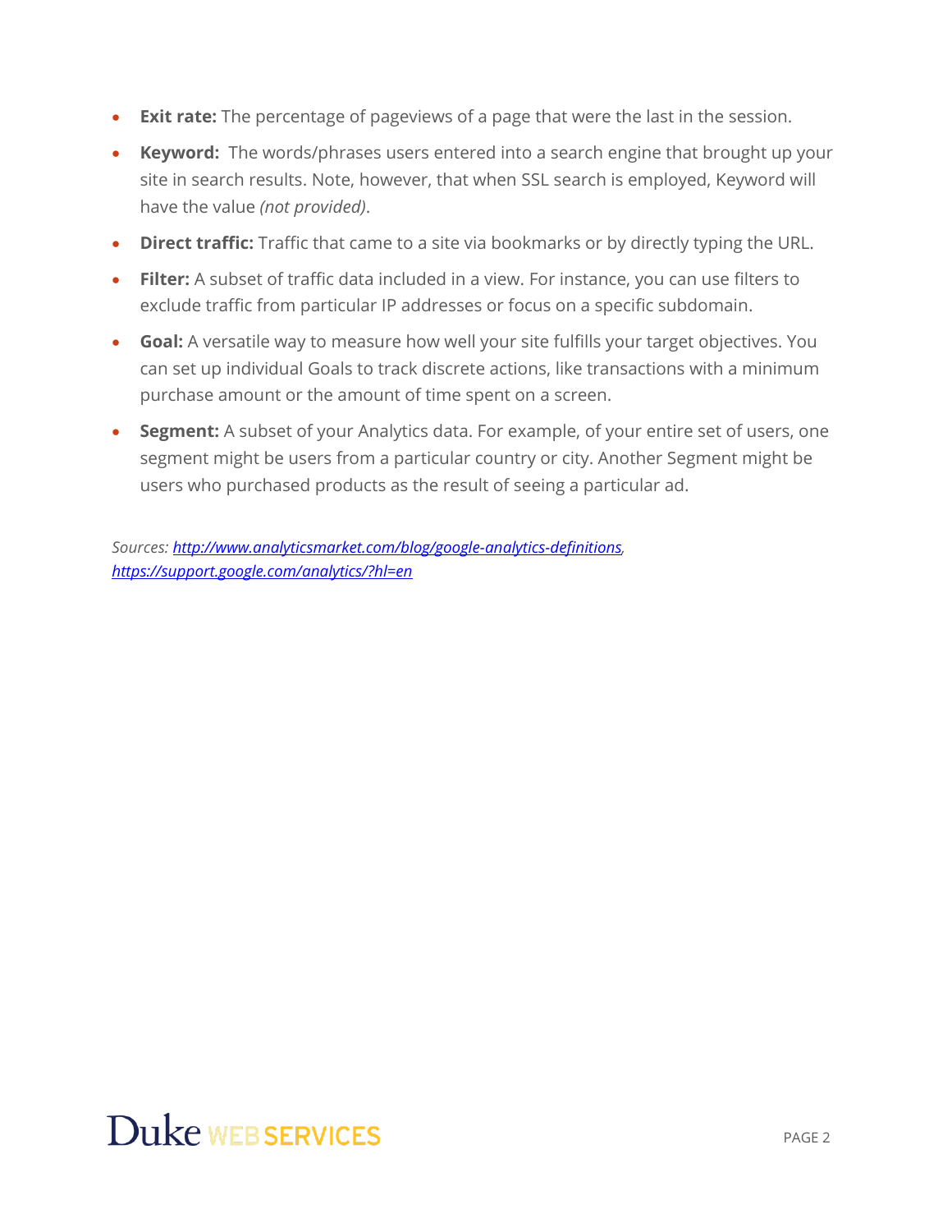- **Exit rate:** The percentage of pageviews of a page that were the last in the session.
- **Keyword:** The words/phrases users entered into a search engine that brought up your site in search results. Note, however, that when SSL search is employed, Keyword will have the value *(not provided)*.
- **Direct traffic:** Traffic that came to a site via bookmarks or by directly typing the URL.
- **Filter:** A subset of traffic data included in a view. For instance, you can use filters to exclude traffic from particular IP addresses or focus on a specific subdomain.
- **Goal:** A versatile way to measure how well your site fulfills your target objectives. You can set up individual Goals to track discrete actions, like transactions with a minimum purchase amount or the amount of time spent on a screen.
- **Segment:** A subset of your Analytics data. For example, of your entire set of users, one segment might be users from a particular country or city. Another Segment might be users who purchased products as the result of seeing a particular ad.

*Sources: [http://www.analyticsmarket.com/blog/google-analytics-definitions](http://www.analyticsmarket.com/blog/google-analytics-definitions), [https://support.google.com/analytics/?hl=en](https://support.google.com/analytics/?hl=en)*